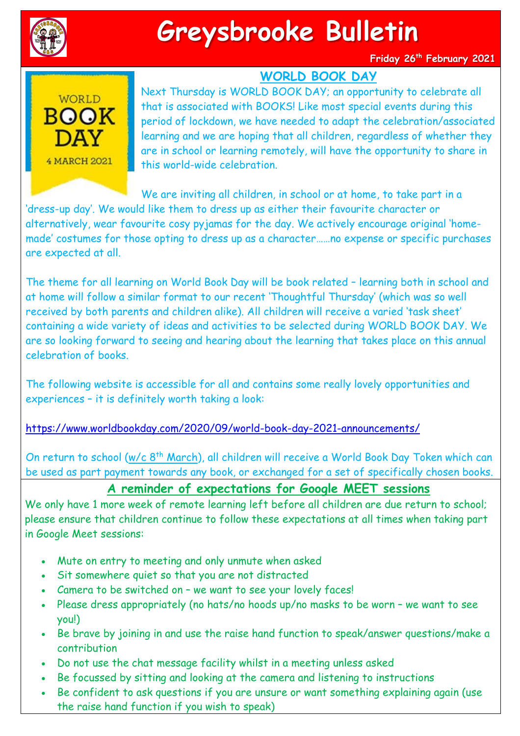# Greysbrooke Bulletin

**Friday 26th February 2021**

## WORLD BOOK DAY

WORLD BOOK DAY 4 MARCH 2021

Next Thursday is WORLD BOOK DAY; an opportunity to celebrate all that is associated with BOOKS! Like most special events during this period of lockdown, we have needed to adapt the celebration/associated learning and we are hoping that all children, regardless of whether they are in school or learning remotely, will have the opportunity to share in this world-wide celebration.

We are inviting all children, in school or at home, to take part in a 'dress-up day'. We would like them to dress up as either their favourite character or alternatively, wear favourite cosy pyjamas for the day. We actively encourage original 'home-made' costumes for those opting to dress up as a character……no expense or specific purchases are expected at all.

The theme for all learning on World Book Day will be book related – learning both in school and at home will follow a similar format to our recent 'Thoughtful Thursday' (which was so well received by both parents and children alike). All children will receive a varied 'task sheet' containing a wide variety of ideas and activities to be selected during WORLD BOOK DAY. We are so looking forward to seeing and hearing about the learning that takes place on this annual celebration of books.

The following website is accessible for all and contains some really lovely opportunities and experiences – it is definitely worth taking a look:

https://www.worldbookday.com/2020/09/world-book-day-2021-announcements/

On return to school (w/c 8th March), all children will receive a World Book Day Token which can be used as part payment towards any book, or exchanged for a set of specifically chosen books.

## A reminder of expectations for Google MEET sessions

We only have 1 more week of remote learning left before all children are due return to school; please ensure that children continue to follow these expectations at all times when taking part in Google Meet sessions:

- Mute on entry to meeting and only unmute when asked
- Sit somewhere quiet so that you are not distracted
- Camera to be switched on – we want to see your lovely faces!
- Please dress appropriately (no hats/no hoods up/no masks to be worn – we want to see you!)
- Be brave by joining in and use the raise hand function to speak/answer questions/make a contribution
- Do not use the chat message facility whilst in a meeting unless asked
- Be focussed by sitting and looking at the camera and listening to instructions
- Be confident to ask questions if you are unsure or want something explaining again (use the raise hand function if you wish to speak)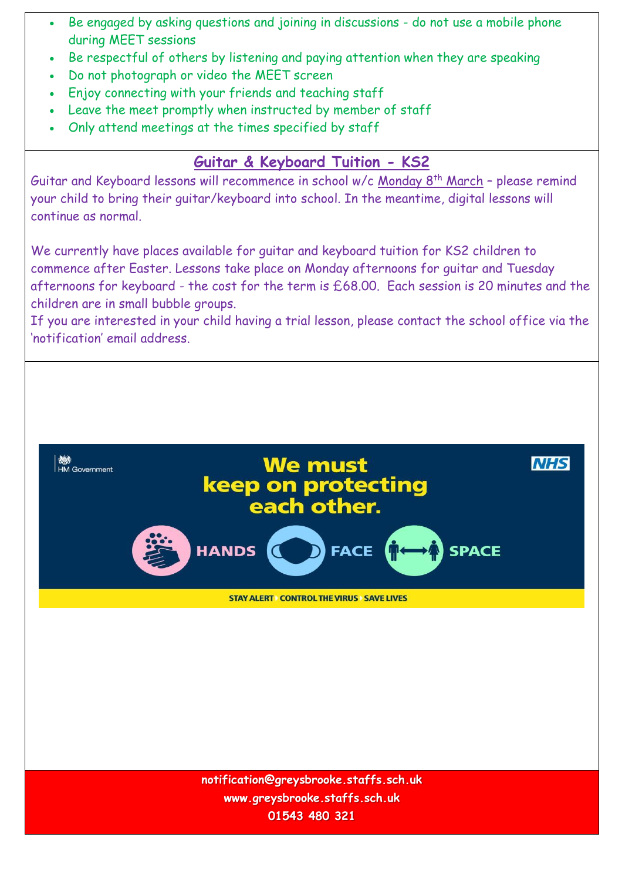- Be engaged by asking questions and joining in discussions - do not use a mobile phone during MEET sessions
- Be respectful of others by listening and paying attention when they are speaking
- Do not photograph or video the MEET screen
- Enjoy connecting with your friends and teaching staff
- Leave the meet promptly when instructed by member of staff
- Only attend meetings at the times specified by staff

## Guitar & Keyboard Tuition - KS2

Guitar and Keyboard lessons will recommence in school w/c Monday 8th March – please remind your child to bring their guitar/keyboard into school. In the meantime, digital lessons will continue as normal.

We currently have places available for guitar and keyboard tuition for KS2 children to commence after Easter. Lessons take place on Monday afternoons for guitar and Tuesday afternoons for keyboard - the cost for the term is £68.00. Each session is 20 minutes and the children are in small bubble groups.
If you are interested in your child having a trial lesson, please contact the school office via the 'notification' email address.

HM Government

NHS

**We must keep on protecting each other.**

HANDS FACE SPACE

STAY ALERT CONTROL THE VIRUS SAVE LIVES

**notification@greysbrooke.staffs.sch.uk**
**www.greysbrooke.staffs.sch.uk**
**01543 480 321**